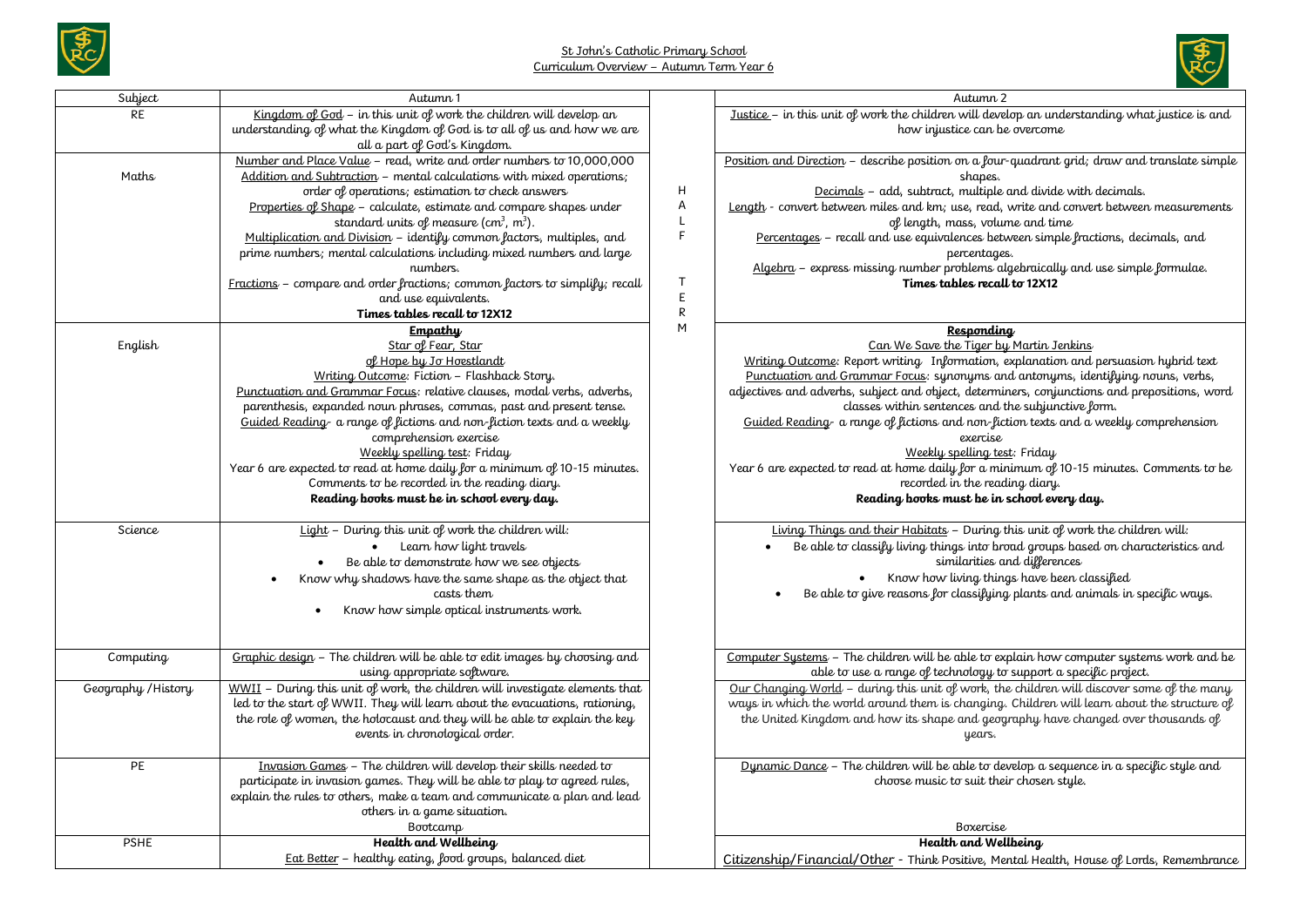St John's Catholic Primary School
Curriculum Overview – Autumn Term Year 6

| Subject | Autumn 1 | | Autumn 2 |
|---|---|---|---|
| RE | Kingdom of God – in this unit of work the children will develop an understanding of what the Kingdom of God is to all of us and how we are all a part of God's Kingdom. | HALF TERM | Justice – in this unit of work the children will develop an understanding what justice is and how injustice can be overcome |
| Maths | Number and Place Value – read, write and order numbers to 10,000,000<br>Addition and Subtraction – mental calculations with mixed operations; order of operations; estimation to check answers<br>Properties of Shape – calculate, estimate and compare shapes under standard units of measure ($cm^3$, $m^3$).<br>Multiplication and Division – identify common factors, multiples, and prime numbers; mental calculations including mixed numbers and large numbers.<br>Fractions – compare and order fractions; common factors to simplify; recall and use equivalents.<br>**Times tables recall to 12X12** | | Position and Direction – describe position on a four-quadrant grid; draw and translate simple shapes.<br>Decimals – add, subtract, multiple and divide with decimals.<br>Length - convert between miles and km; use, read, write and convert between measurements of length, mass, volume and time<br>Percentages – recall and use equivalences between simple fractions, decimals, and percentages.<br>Algebra – express missing number problems algebraically and use simple formulae.<br>**Times tables recall to 12X12** |
| English | **Empathy**<br>Star of Fear, Star of Hope by Jo Hoestlandt<br>Writing Outcome: Fiction – Flashback Story.<br>Punctuation and Grammar Focus: relative clauses, modal verbs, adverbs, parenthesis, expanded noun phrases, commas, past and present tense.<br>Guided Reading- a range of fictions and non-fiction texts and a weekly comprehension exercise<br>Weekly spelling test: Friday<br>Year 6 are expected to read at home daily for a minimum of 10-15 minutes. Comments to be recorded in the reading diary.<br>**Reading books must be in school every day.** | | **Responding**<br>Can We Save the Tiger by Martin Jenkins<br>Writing Outcome: Report writing Information, explanation and persuasion hybrid text<br>Punctuation and Grammar Focus: synonyms and antonyms, identifying nouns, verbs, adjectives and adverbs, subject and object, determiners, conjunctions and prepositions, word classes within sentences and the subjunctive form.<br>Guided Reading- a range of fictions and non-fiction texts and a weekly comprehension exercise<br>Weekly spelling test: Friday<br>Year 6 are expected to read at home daily for a minimum of 10-15 minutes. Comments to be recorded in the reading diary.<br>**Reading books must be in school every day.** |
| Science | Light – During this unit of work the children will:<br>• Learn how light travels<br>• Be able to demonstrate how we see objects<br>• Know why shadows have the same shape as the object that casts them<br>• Know how simple optical instruments work. | | Living Things and their Habitats – During this unit of work the children will:<br>• Be able to classify living things into broad groups based on characteristics and similarities and differences<br>• Know how living things have been classified<br>• Be able to give reasons for classifying plants and animals in specific ways. |
| Computing | Graphic design – The children will be able to edit images by choosing and using appropriate software. | | Computer Systems – The children will be able to explain how computer systems work and be able to use a range of technology to support a specific project. |
| Geography /History | WWII – During this unit of work, the children will investigate elements that led to the start of WWII. They will learn about the evacuations, rationing, the role of women, the holocaust and they will be able to explain the key events in chronological order. | | Our Changing World – during this unit of work, the children will discover some of the many ways in which the world around them is changing. Children will learn about the structure of the United Kingdom and how its shape and geography have changed over thousands of years. |
| PE | Invasion Games – The children will develop their skills needed to participate in invasion games. They will be able to play to agreed rules, explain the rules to others, make a team and communicate a plan and lead others in a game situation.<br>Bootcamp | | Dynamic Dance – The children will be able to develop a sequence in a specific style and choose music to suit their chosen style.<br>Boxercise |
| PSHE | **Health and Wellbeing**<br>Eat Better – healthy eating, food groups, balanced diet | | **Health and Wellbeing**<br>Citizenship/Financial/Other - Think Positive, Mental Health, House of Lords, Remembrance |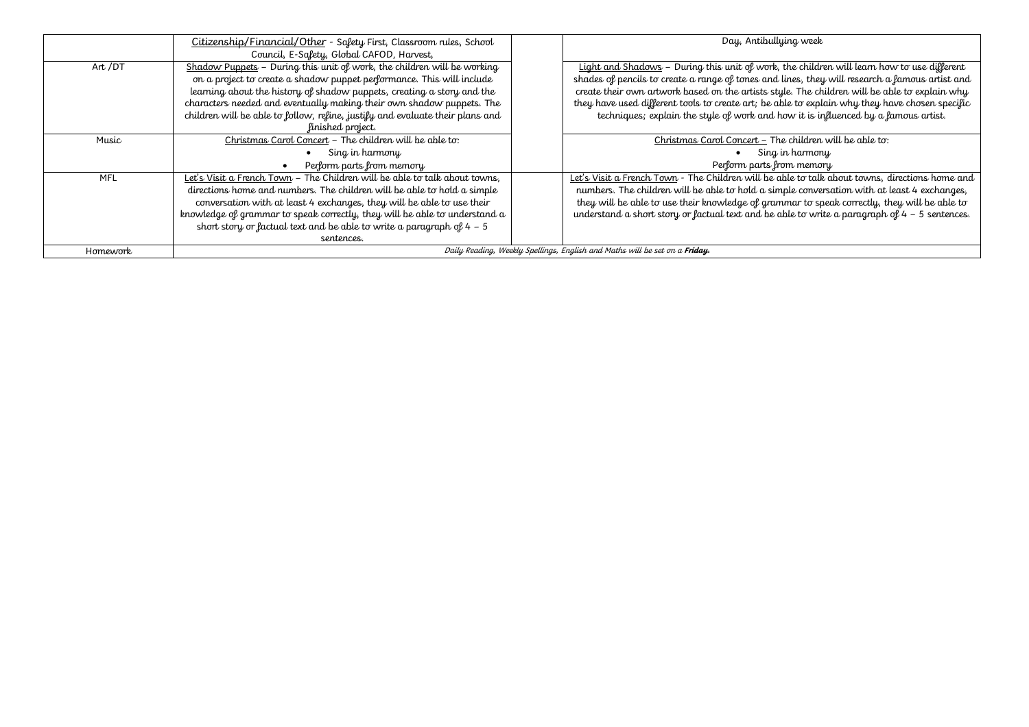| | | | |
|---|---|---|---|
| | Citizenship/Financial/Other - Safety First, Classroom rules, School Council, E-Safety, Global CAFOD, Harvest, | | Day, Antibullying week |
| Art /DT | Shadow Puppets – During this unit of work, the children will be working on a project to create a shadow puppet performance. This will include learning about the history of shadow puppets, creating a story and the characters needed and eventually making their own shadow puppets. The children will be able to follow, refine, justify and evaluate their plans and finished project. | | Light and Shadows – During this unit of work, the children will learn how to use different shades of pencils to create a range of tones and lines, they will research a famous artist and create their own artwork based on the artists style. The children will be able to explain why they have used different tools to create art; be able to explain why they have chosen specific techniques; explain the style of work and how it is influenced by a famous artist. |
| Music | Christmas Carol Concert – The children will be able to:<br>• Sing in harmony<br>• Perform parts from memory | | Christmas Carol Concert – The children will be able to:<br>• Sing in harmony<br>Perform parts from memory |
| MFL | Let's Visit a French Town – The Children will be able to talk about towns, directions home and numbers. The children will be able to hold a simple conversation with at least 4 exchanges, they will be able to use their knowledge of grammar to speak correctly, they will be able to understand a short story or factual text and be able to write a paragraph of 4 – 5 sentences. | | Let's Visit a French Town - The Children will be able to talk about towns, directions home and numbers. The children will be able to hold a simple conversation with at least 4 exchanges, they will be able to use their knowledge of grammar to speak correctly, they will be able to understand a short story or factual text and be able to write a paragraph of 4 – 5 sentences. |
| Homework | *Daily Reading, Weekly Spellings, English and Maths will be set on a **Friday.*** | | |